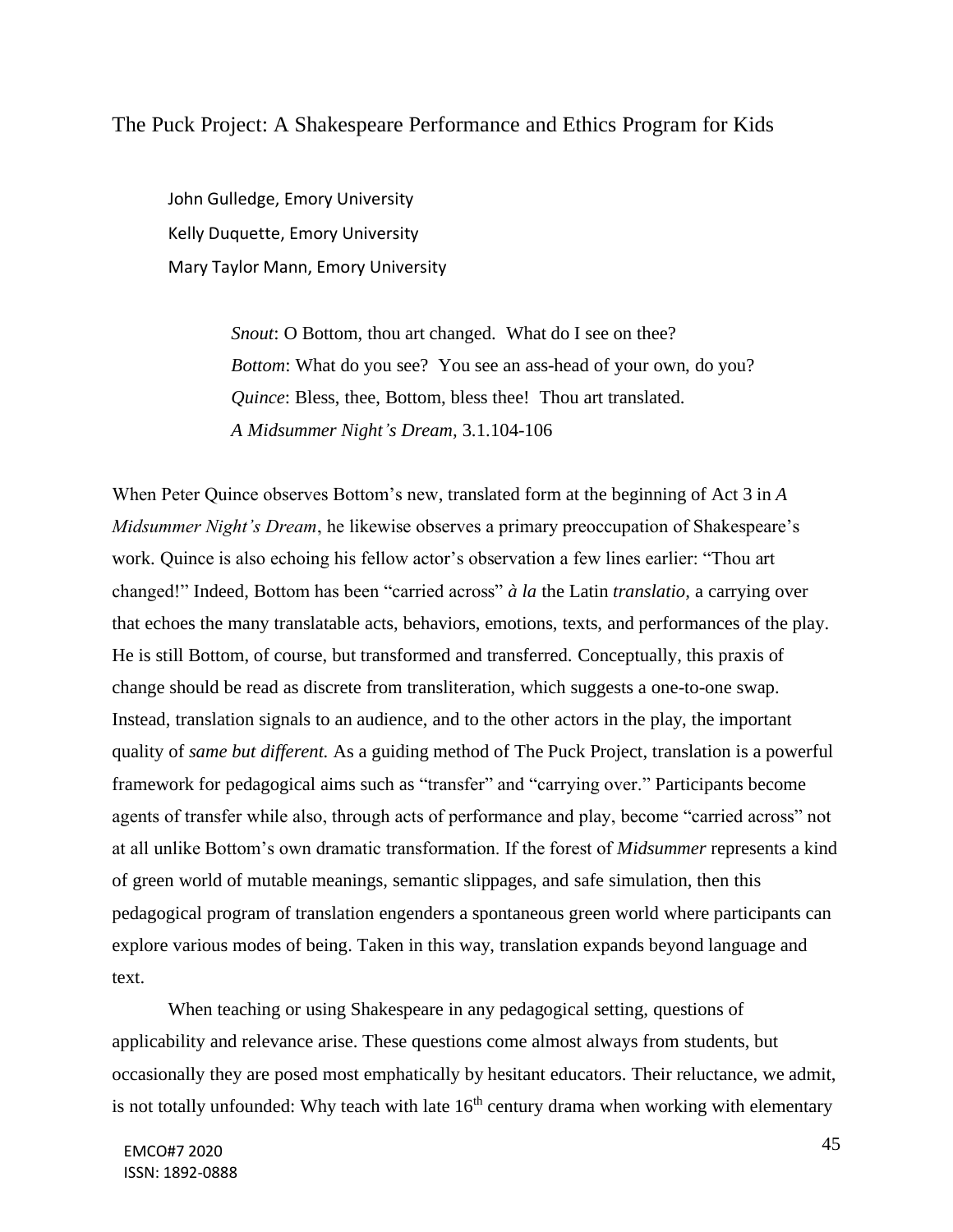# The Puck Project: A Shakespeare Performance and Ethics Program for Kids

John Gulledge, Emory University
Kelly Duquette, Emory University
Mary Taylor Mann, Emory University

> *Snout*: O Bottom, thou art changed. What do I see on thee?
> *Bottom*: What do you see? You see an ass-head of your own, do you?
> *Quince*: Bless, thee, Bottom, bless thee! Thou art translated.
> *A Midsummer Night's Dream,* 3.1.104-106

When Peter Quince observes Bottom's new, translated form at the beginning of Act 3 in *A Midsummer Night's Dream*, he likewise observes a primary preoccupation of Shakespeare's work. Quince is also echoing his fellow actor's observation a few lines earlier: "Thou art changed!" Indeed, Bottom has been "carried across" *à la* the Latin *translatio,* a carrying over that echoes the many translatable acts, behaviors, emotions, texts, and performances of the play. He is still Bottom, of course, but transformed and transferred. Conceptually, this praxis of change should be read as discrete from transliteration, which suggests a one-to-one swap. Instead, translation signals to an audience, and to the other actors in the play, the important quality of *same but different.* As a guiding method of The Puck Project, translation is a powerful framework for pedagogical aims such as "transfer" and "carrying over." Participants become agents of transfer while also, through acts of performance and play, become "carried across" not at all unlike Bottom's own dramatic transformation. If the forest of *Midsummer* represents a kind of green world of mutable meanings, semantic slippages, and safe simulation, then this pedagogical program of translation engenders a spontaneous green world where participants can explore various modes of being. Taken in this way, translation expands beyond language and text.

When teaching or using Shakespeare in any pedagogical setting, questions of applicability and relevance arise. These questions come almost always from students, but occasionally they are posed most emphatically by hesitant educators. Their reluctance, we admit, is not totally unfounded: Why teach with late 16th century drama when working with elementary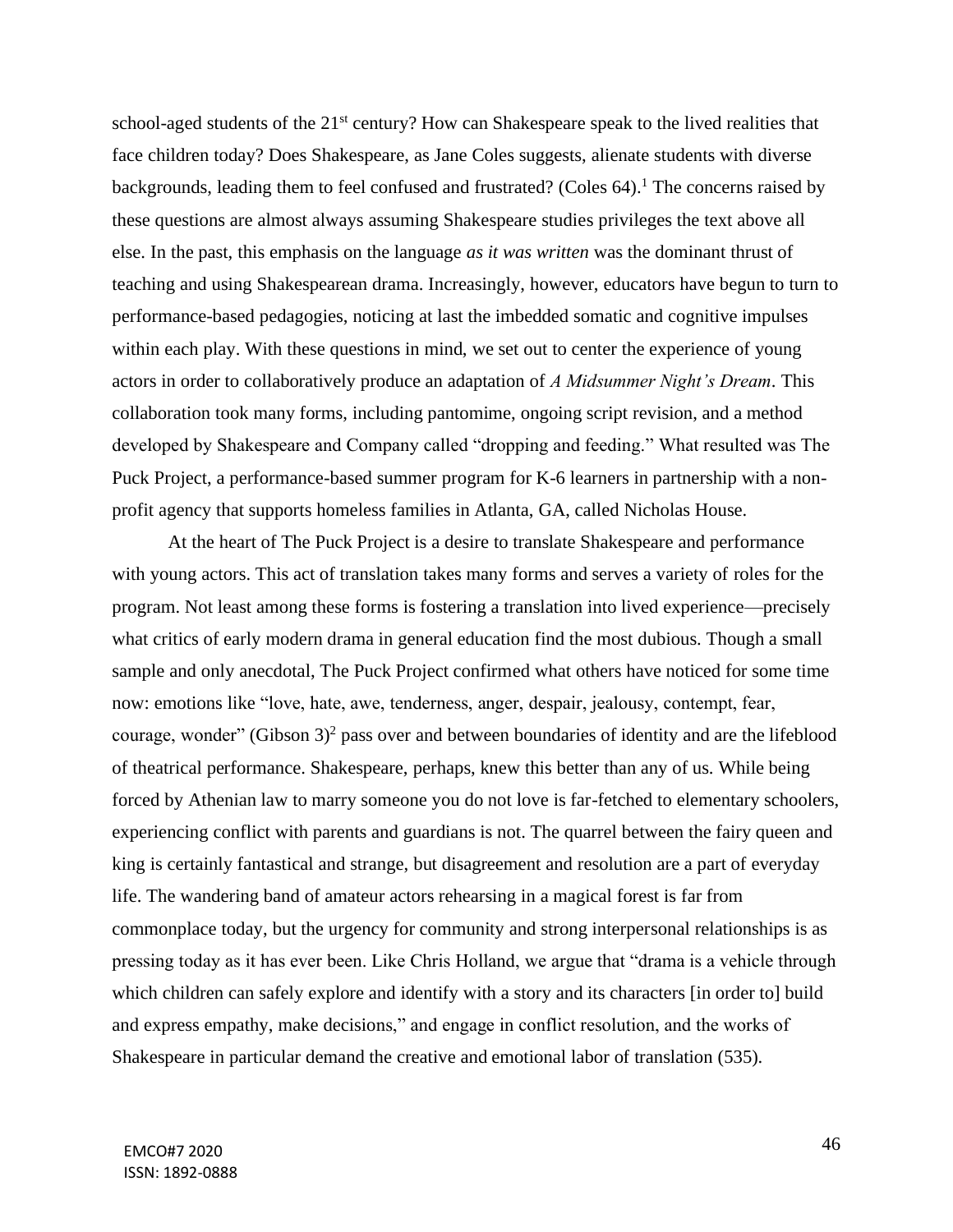school-aged students of the 21st century? How can Shakespeare speak to the lived realities that face children today? Does Shakespeare, as Jane Coles suggests, alienate students with diverse backgrounds, leading them to feel confused and frustrated? (Coles 64).[1] The concerns raised by these questions are almost always assuming Shakespeare studies privileges the text above all else. In the past, this emphasis on the language *as it was written* was the dominant thrust of teaching and using Shakespearean drama. Increasingly, however, educators have begun to turn to performance-based pedagogies, noticing at last the imbedded somatic and cognitive impulses within each play. With these questions in mind, we set out to center the experience of young actors in order to collaboratively produce an adaptation of *A Midsummer Night's Dream*. This collaboration took many forms, including pantomime, ongoing script revision, and a method developed by Shakespeare and Company called "dropping and feeding." What resulted was The Puck Project, a performance-based summer program for K-6 learners in partnership with a non-profit agency that supports homeless families in Atlanta, GA, called Nicholas House.

At the heart of The Puck Project is a desire to translate Shakespeare and performance with young actors. This act of translation takes many forms and serves a variety of roles for the program. Not least among these forms is fostering a translation into lived experience—precisely what critics of early modern drama in general education find the most dubious. Though a small sample and only anecdotal, The Puck Project confirmed what others have noticed for some time now: emotions like "love, hate, awe, tenderness, anger, despair, jealousy, contempt, fear, courage, wonder" (Gibson 3)[2] pass over and between boundaries of identity and are the lifeblood of theatrical performance. Shakespeare, perhaps, knew this better than any of us. While being forced by Athenian law to marry someone you do not love is far-fetched to elementary schoolers, experiencing conflict with parents and guardians is not. The quarrel between the fairy queen and king is certainly fantastical and strange, but disagreement and resolution are a part of everyday life. The wandering band of amateur actors rehearsing in a magical forest is far from commonplace today, but the urgency for community and strong interpersonal relationships is as pressing today as it has ever been. Like Chris Holland, we argue that "drama is a vehicle through which children can safely explore and identify with a story and its characters [in order to] build and express empathy, make decisions," and engage in conflict resolution, and the works of Shakespeare in particular demand the creative and emotional labor of translation (535).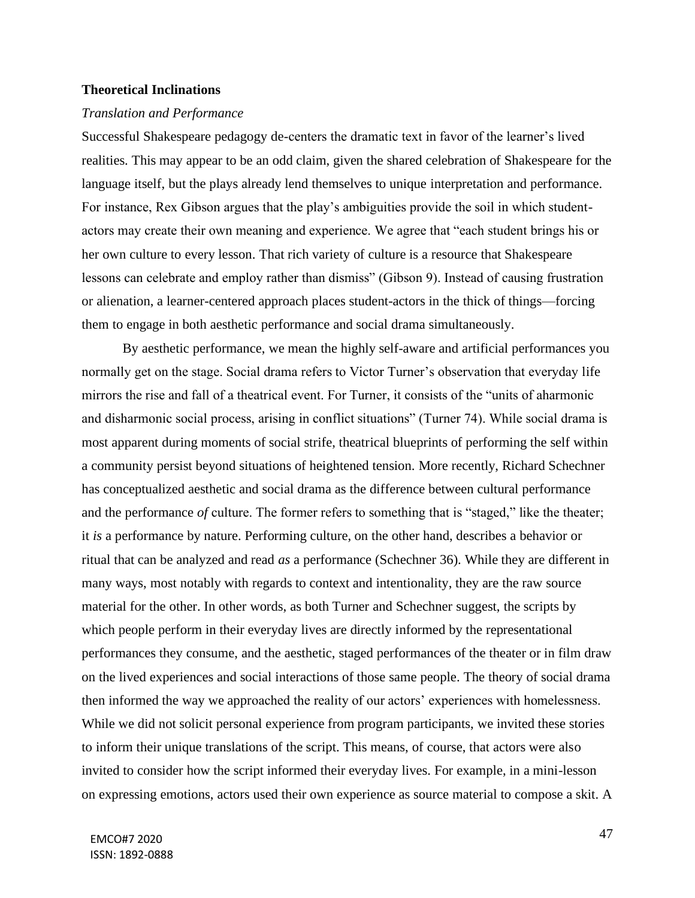**Theoretical Inclinations**

*Translation and Performance*

Successful Shakespeare pedagogy de-centers the dramatic text in favor of the learner's lived realities. This may appear to be an odd claim, given the shared celebration of Shakespeare for the language itself, but the plays already lend themselves to unique interpretation and performance. For instance, Rex Gibson argues that the play's ambiguities provide the soil in which student-actors may create their own meaning and experience. We agree that "each student brings his or her own culture to every lesson. That rich variety of culture is a resource that Shakespeare lessons can celebrate and employ rather than dismiss" (Gibson 9). Instead of causing frustration or alienation, a learner-centered approach places student-actors in the thick of things—forcing them to engage in both aesthetic performance and social drama simultaneously.

By aesthetic performance, we mean the highly self-aware and artificial performances you normally get on the stage. Social drama refers to Victor Turner's observation that everyday life mirrors the rise and fall of a theatrical event. For Turner, it consists of the "units of aharmonic and disharmonic social process, arising in conflict situations" (Turner 74). While social drama is most apparent during moments of social strife, theatrical blueprints of performing the self within a community persist beyond situations of heightened tension. More recently, Richard Schechner has conceptualized aesthetic and social drama as the difference between cultural performance and the performance *of* culture. The former refers to something that is "staged," like the theater; it *is* a performance by nature. Performing culture, on the other hand, describes a behavior or ritual that can be analyzed and read *as* a performance (Schechner 36). While they are different in many ways, most notably with regards to context and intentionality, they are the raw source material for the other. In other words, as both Turner and Schechner suggest, the scripts by which people perform in their everyday lives are directly informed by the representational performances they consume, and the aesthetic, staged performances of the theater or in film draw on the lived experiences and social interactions of those same people. The theory of social drama then informed the way we approached the reality of our actors' experiences with homelessness. While we did not solicit personal experience from program participants, we invited these stories to inform their unique translations of the script. This means, of course, that actors were also invited to consider how the script informed their everyday lives. For example, in a mini-lesson on expressing emotions, actors used their own experience as source material to compose a skit. A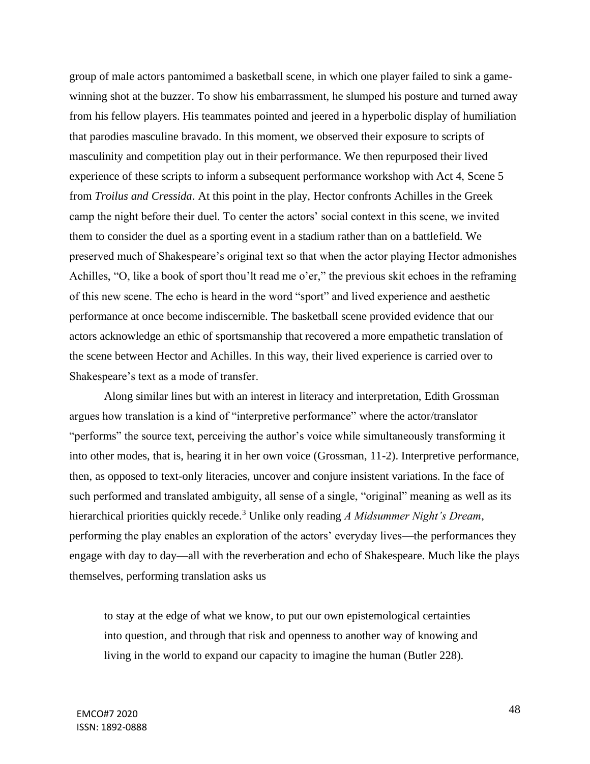group of male actors pantomimed a basketball scene, in which one player failed to sink a game-winning shot at the buzzer. To show his embarrassment, he slumped his posture and turned away from his fellow players. His teammates pointed and jeered in a hyperbolic display of humiliation that parodies masculine bravado. In this moment, we observed their exposure to scripts of masculinity and competition play out in their performance. We then repurposed their lived experience of these scripts to inform a subsequent performance workshop with Act 4, Scene 5 from *Troilus and Cressida*. At this point in the play, Hector confronts Achilles in the Greek camp the night before their duel. To center the actors' social context in this scene, we invited them to consider the duel as a sporting event in a stadium rather than on a battlefield. We preserved much of Shakespeare's original text so that when the actor playing Hector admonishes Achilles, "O, like a book of sport thou'lt read me o'er," the previous skit echoes in the reframing of this new scene. The echo is heard in the word "sport" and lived experience and aesthetic performance at once become indiscernible. The basketball scene provided evidence that our actors acknowledge an ethic of sportsmanship that recovered a more empathetic translation of the scene between Hector and Achilles. In this way, their lived experience is carried over to Shakespeare's text as a mode of transfer.

Along similar lines but with an interest in literacy and interpretation, Edith Grossman argues how translation is a kind of "interpretive performance" where the actor/translator "performs" the source text, perceiving the author's voice while simultaneously transforming it into other modes, that is, hearing it in her own voice (Grossman, 11-2). Interpretive performance, then, as opposed to text-only literacies, uncover and conjure insistent variations. In the face of such performed and translated ambiguity, all sense of a single, "original" meaning as well as its hierarchical priorities quickly recede.[3] Unlike only reading *A Midsummer Night's Dream*, performing the play enables an exploration of the actors' everyday lives—the performances they engage with day to day—all with the reverberation and echo of Shakespeare. Much like the plays themselves, performing translation asks us

> to stay at the edge of what we know, to put our own epistemological certainties into question, and through that risk and openness to another way of knowing and living in the world to expand our capacity to imagine the human (Butler 228).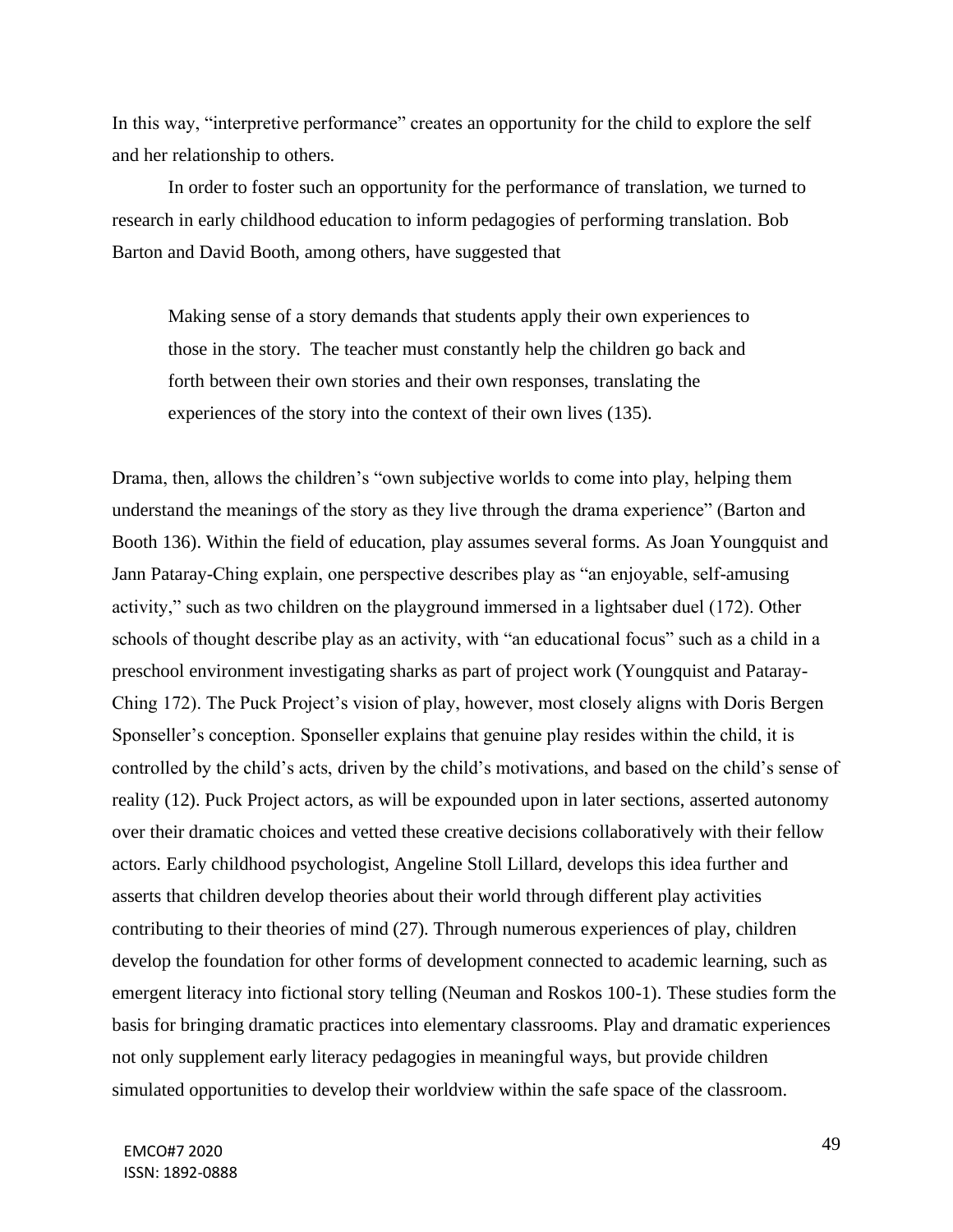In this way, "interpretive performance" creates an opportunity for the child to explore the self and her relationship to others.

In order to foster such an opportunity for the performance of translation, we turned to research in early childhood education to inform pedagogies of performing translation. Bob Barton and David Booth, among others, have suggested that

> Making sense of a story demands that students apply their own experiences to those in the story. The teacher must constantly help the children go back and forth between their own stories and their own responses, translating the experiences of the story into the context of their own lives (135).

Drama, then, allows the children's "own subjective worlds to come into play, helping them understand the meanings of the story as they live through the drama experience" (Barton and Booth 136). Within the field of education, play assumes several forms. As Joan Youngquist and Jann Pataray-Ching explain, one perspective describes play as "an enjoyable, self-amusing activity," such as two children on the playground immersed in a lightsaber duel (172). Other schools of thought describe play as an activity, with "an educational focus" such as a child in a preschool environment investigating sharks as part of project work (Youngquist and Pataray-Ching 172). The Puck Project's vision of play, however, most closely aligns with Doris Bergen Sponseller's conception. Sponseller explains that genuine play resides within the child, it is controlled by the child's acts, driven by the child's motivations, and based on the child's sense of reality (12). Puck Project actors, as will be expounded upon in later sections, asserted autonomy over their dramatic choices and vetted these creative decisions collaboratively with their fellow actors. Early childhood psychologist, Angeline Stoll Lillard, develops this idea further and asserts that children develop theories about their world through different play activities contributing to their theories of mind (27). Through numerous experiences of play, children develop the foundation for other forms of development connected to academic learning, such as emergent literacy into fictional story telling (Neuman and Roskos 100-1). These studies form the basis for bringing dramatic practices into elementary classrooms. Play and dramatic experiences not only supplement early literacy pedagogies in meaningful ways, but provide children simulated opportunities to develop their worldview within the safe space of the classroom.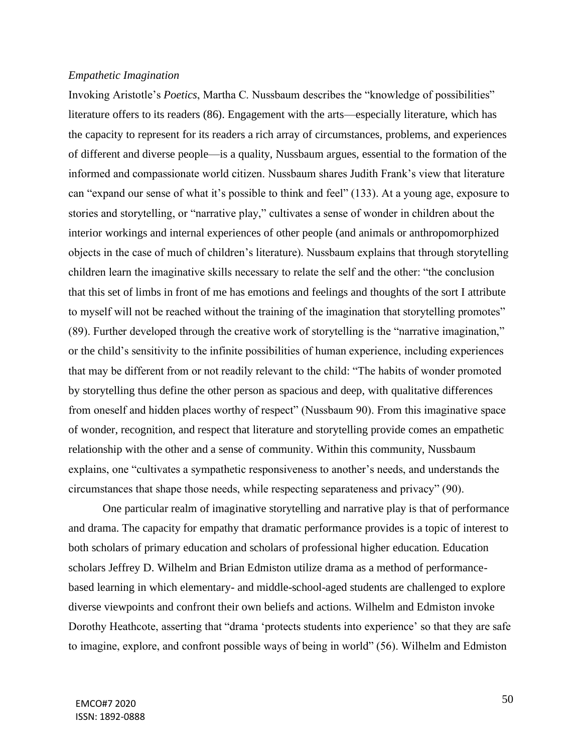*Empathetic Imagination*

Invoking Aristotle's *Poetics*, Martha C. Nussbaum describes the "knowledge of possibilities" literature offers to its readers (86). Engagement with the arts—especially literature, which has the capacity to represent for its readers a rich array of circumstances, problems, and experiences of different and diverse people—is a quality, Nussbaum argues, essential to the formation of the informed and compassionate world citizen. Nussbaum shares Judith Frank's view that literature can "expand our sense of what it's possible to think and feel" (133). At a young age, exposure to stories and storytelling, or "narrative play," cultivates a sense of wonder in children about the interior workings and internal experiences of other people (and animals or anthropomorphized objects in the case of much of children's literature). Nussbaum explains that through storytelling children learn the imaginative skills necessary to relate the self and the other: "the conclusion that this set of limbs in front of me has emotions and feelings and thoughts of the sort I attribute to myself will not be reached without the training of the imagination that storytelling promotes" (89). Further developed through the creative work of storytelling is the "narrative imagination," or the child's sensitivity to the infinite possibilities of human experience, including experiences that may be different from or not readily relevant to the child: "The habits of wonder promoted by storytelling thus define the other person as spacious and deep, with qualitative differences from oneself and hidden places worthy of respect" (Nussbaum 90). From this imaginative space of wonder, recognition, and respect that literature and storytelling provide comes an empathetic relationship with the other and a sense of community. Within this community, Nussbaum explains, one "cultivates a sympathetic responsiveness to another's needs, and understands the circumstances that shape those needs, while respecting separateness and privacy" (90).

One particular realm of imaginative storytelling and narrative play is that of performance and drama. The capacity for empathy that dramatic performance provides is a topic of interest to both scholars of primary education and scholars of professional higher education. Education scholars Jeffrey D. Wilhelm and Brian Edmiston utilize drama as a method of performance-based learning in which elementary- and middle-school-aged students are challenged to explore diverse viewpoints and confront their own beliefs and actions. Wilhelm and Edmiston invoke Dorothy Heathcote, asserting that "drama 'protects students into experience' so that they are safe to imagine, explore, and confront possible ways of being in world" (56). Wilhelm and Edmiston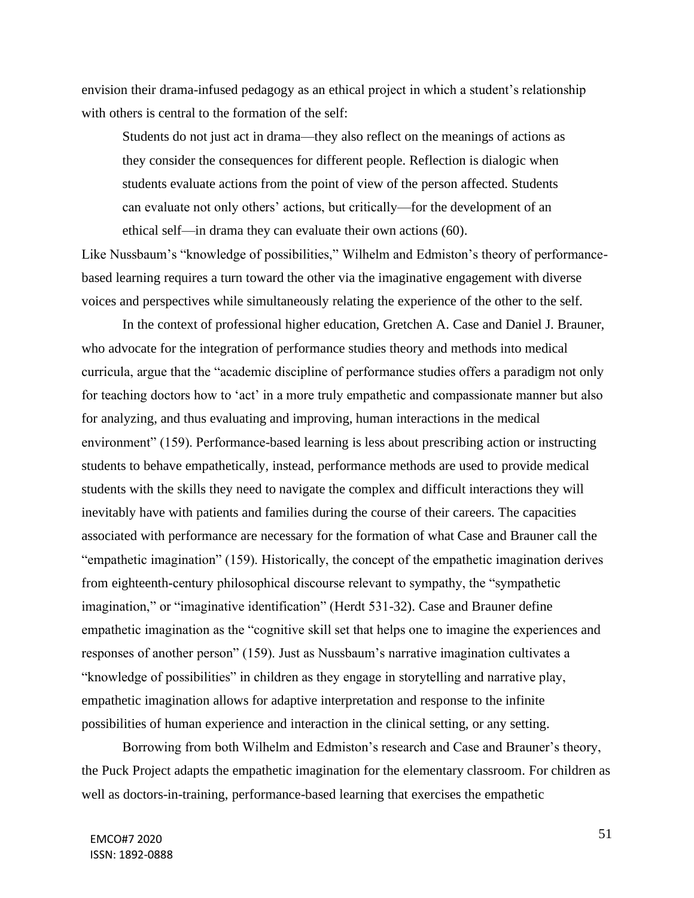envision their drama-infused pedagogy as an ethical project in which a student's relationship with others is central to the formation of the self:

> Students do not just act in drama—they also reflect on the meanings of actions as they consider the consequences for different people. Reflection is dialogic when students evaluate actions from the point of view of the person affected. Students can evaluate not only others' actions, but critically—for the development of an ethical self—in drama they can evaluate their own actions (60).

Like Nussbaum's "knowledge of possibilities," Wilhelm and Edmiston's theory of performance-based learning requires a turn toward the other via the imaginative engagement with diverse voices and perspectives while simultaneously relating the experience of the other to the self.

In the context of professional higher education, Gretchen A. Case and Daniel J. Brauner, who advocate for the integration of performance studies theory and methods into medical curricula, argue that the "academic discipline of performance studies offers a paradigm not only for teaching doctors how to 'act' in a more truly empathetic and compassionate manner but also for analyzing, and thus evaluating and improving, human interactions in the medical environment" (159). Performance-based learning is less about prescribing action or instructing students to behave empathetically, instead, performance methods are used to provide medical students with the skills they need to navigate the complex and difficult interactions they will inevitably have with patients and families during the course of their careers. The capacities associated with performance are necessary for the formation of what Case and Brauner call the "empathetic imagination" (159). Historically, the concept of the empathetic imagination derives from eighteenth-century philosophical discourse relevant to sympathy, the "sympathetic imagination," or "imaginative identification" (Herdt 531-32). Case and Brauner define empathetic imagination as the "cognitive skill set that helps one to imagine the experiences and responses of another person" (159). Just as Nussbaum's narrative imagination cultivates a "knowledge of possibilities" in children as they engage in storytelling and narrative play, empathetic imagination allows for adaptive interpretation and response to the infinite possibilities of human experience and interaction in the clinical setting, or any setting.

Borrowing from both Wilhelm and Edmiston's research and Case and Brauner's theory, the Puck Project adapts the empathetic imagination for the elementary classroom. For children as well as doctors-in-training, performance-based learning that exercises the empathetic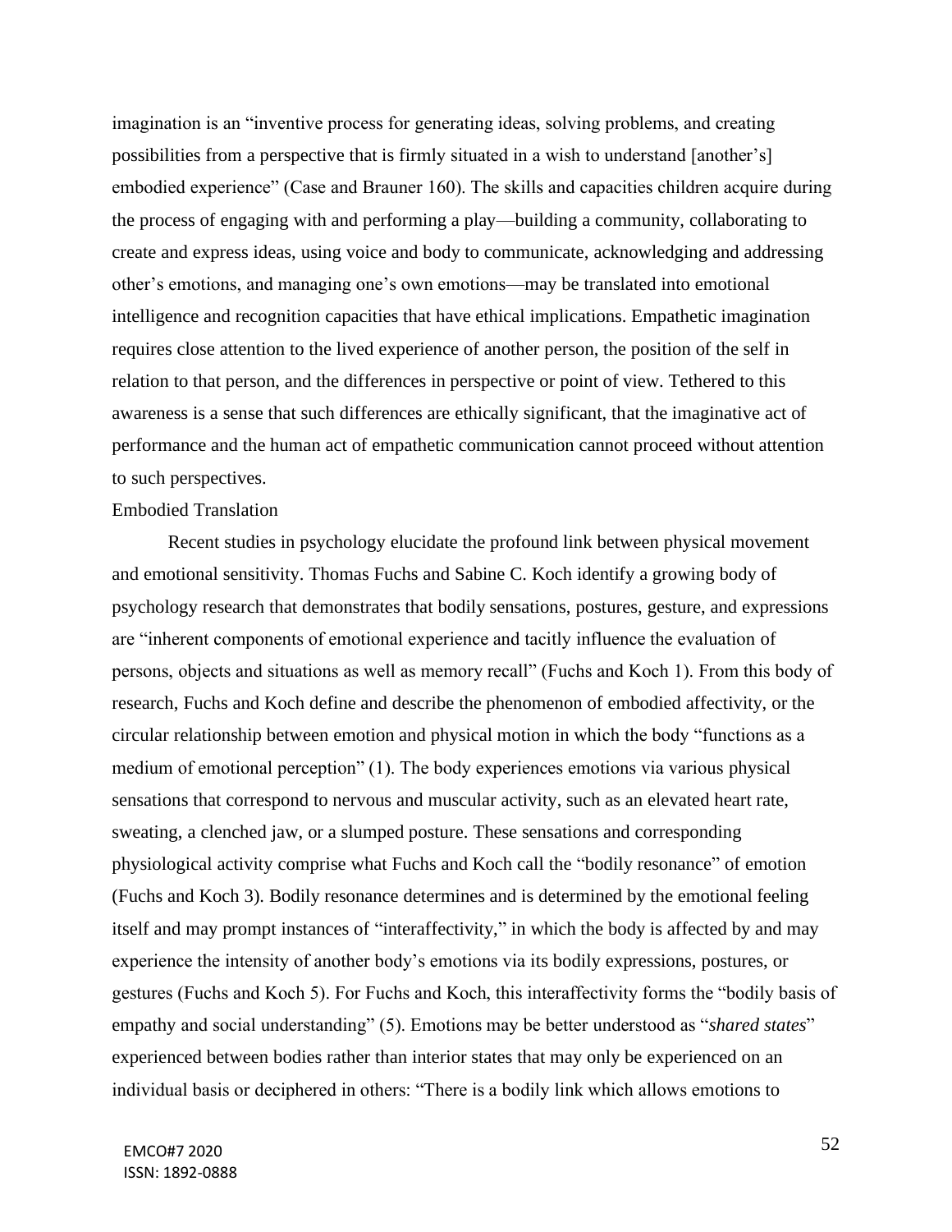imagination is an "inventive process for generating ideas, solving problems, and creating possibilities from a perspective that is firmly situated in a wish to understand [another's] embodied experience" (Case and Brauner 160). The skills and capacities children acquire during the process of engaging with and performing a play—building a community, collaborating to create and express ideas, using voice and body to communicate, acknowledging and addressing other's emotions, and managing one's own emotions—may be translated into emotional intelligence and recognition capacities that have ethical implications. Empathetic imagination requires close attention to the lived experience of another person, the position of the self in relation to that person, and the differences in perspective or point of view. Tethered to this awareness is a sense that such differences are ethically significant, that the imaginative act of performance and the human act of empathetic communication cannot proceed without attention to such perspectives.

## Embodied Translation

Recent studies in psychology elucidate the profound link between physical movement and emotional sensitivity. Thomas Fuchs and Sabine C. Koch identify a growing body of psychology research that demonstrates that bodily sensations, postures, gesture, and expressions are "inherent components of emotional experience and tacitly influence the evaluation of persons, objects and situations as well as memory recall" (Fuchs and Koch 1). From this body of research, Fuchs and Koch define and describe the phenomenon of embodied affectivity, or the circular relationship between emotion and physical motion in which the body "functions as a medium of emotional perception" (1). The body experiences emotions via various physical sensations that correspond to nervous and muscular activity, such as an elevated heart rate, sweating, a clenched jaw, or a slumped posture. These sensations and corresponding physiological activity comprise what Fuchs and Koch call the "bodily resonance" of emotion (Fuchs and Koch 3). Bodily resonance determines and is determined by the emotional feeling itself and may prompt instances of "interaffectivity," in which the body is affected by and may experience the intensity of another body's emotions via its bodily expressions, postures, or gestures (Fuchs and Koch 5). For Fuchs and Koch, this interaffectivity forms the "bodily basis of empathy and social understanding" (5). Emotions may be better understood as "*shared states*" experienced between bodies rather than interior states that may only be experienced on an individual basis or deciphered in others: "There is a bodily link which allows emotions to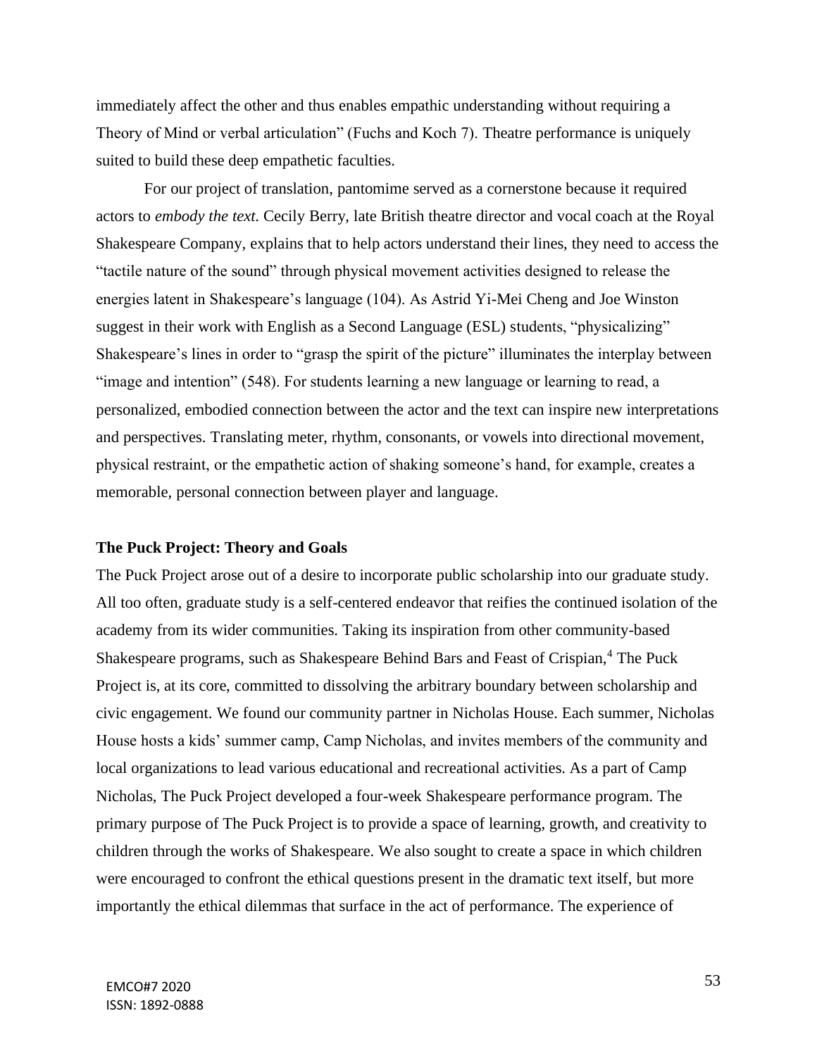immediately affect the other and thus enables empathic understanding without requiring a Theory of Mind or verbal articulation" (Fuchs and Koch 7). Theatre performance is uniquely suited to build these deep empathetic faculties.

For our project of translation, pantomime served as a cornerstone because it required actors to *embody the text*. Cecily Berry, late British theatre director and vocal coach at the Royal Shakespeare Company, explains that to help actors understand their lines, they need to access the "tactile nature of the sound" through physical movement activities designed to release the energies latent in Shakespeare's language (104). As Astrid Yi-Mei Cheng and Joe Winston suggest in their work with English as a Second Language (ESL) students, "physicalizing" Shakespeare's lines in order to "grasp the spirit of the picture" illuminates the interplay between "image and intention" (548). For students learning a new language or learning to read, a personalized, embodied connection between the actor and the text can inspire new interpretations and perspectives. Translating meter, rhythm, consonants, or vowels into directional movement, physical restraint, or the empathetic action of shaking someone's hand, for example, creates a memorable, personal connection between player and language.

**The Puck Project: Theory and Goals**

The Puck Project arose out of a desire to incorporate public scholarship into our graduate study. All too often, graduate study is a self-centered endeavor that reifies the continued isolation of the academy from its wider communities. Taking its inspiration from other community-based Shakespeare programs, such as Shakespeare Behind Bars and Feast of Crispian,[4] The Puck Project is, at its core, committed to dissolving the arbitrary boundary between scholarship and civic engagement. We found our community partner in Nicholas House. Each summer, Nicholas House hosts a kids' summer camp, Camp Nicholas, and invites members of the community and local organizations to lead various educational and recreational activities. As a part of Camp Nicholas, The Puck Project developed a four-week Shakespeare performance program. The primary purpose of The Puck Project is to provide a space of learning, growth, and creativity to children through the works of Shakespeare. We also sought to create a space in which children were encouraged to confront the ethical questions present in the dramatic text itself, but more importantly the ethical dilemmas that surface in the act of performance. The experience of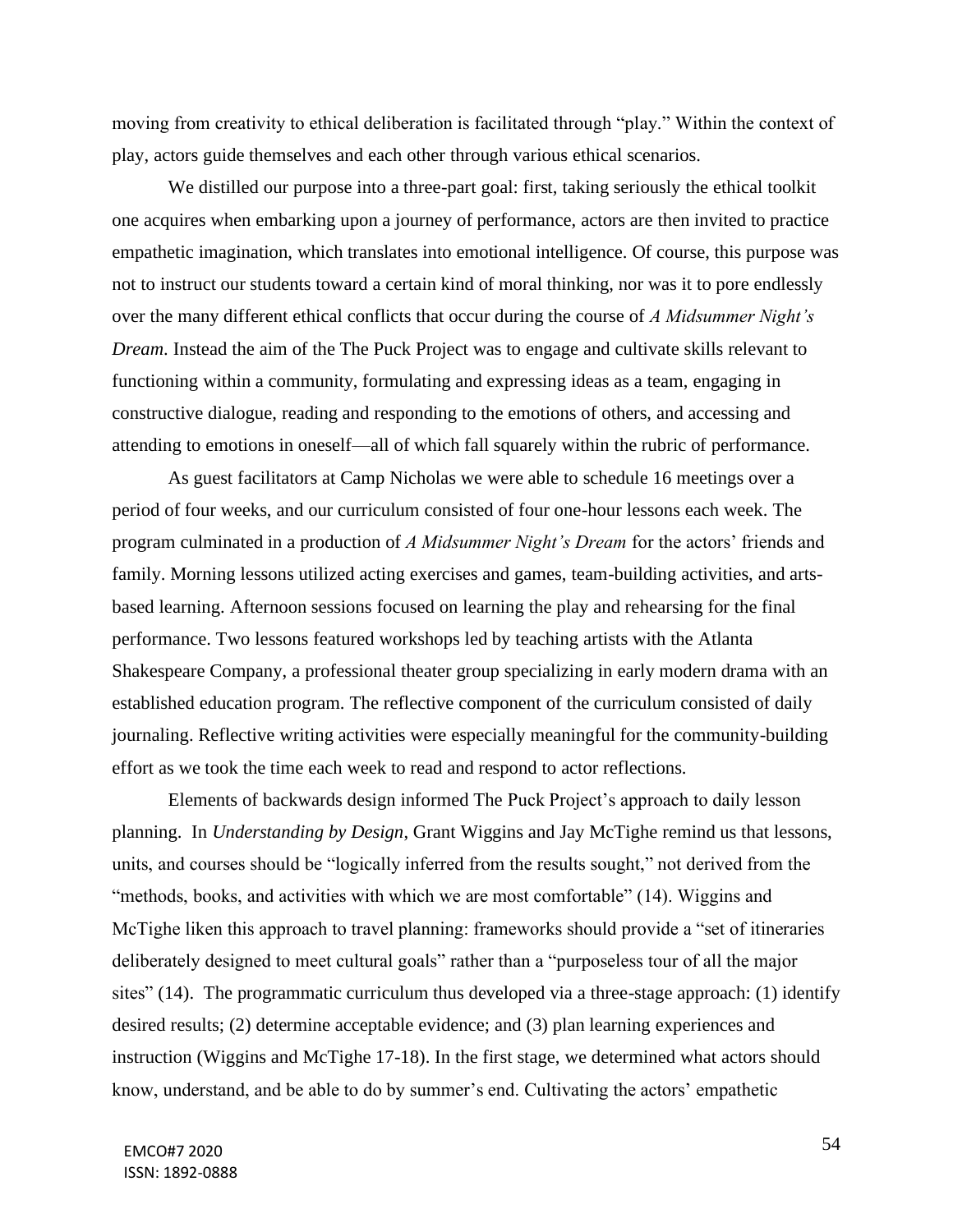moving from creativity to ethical deliberation is facilitated through "play." Within the context of play, actors guide themselves and each other through various ethical scenarios.

We distilled our purpose into a three-part goal: first, taking seriously the ethical toolkit one acquires when embarking upon a journey of performance, actors are then invited to practice empathetic imagination, which translates into emotional intelligence. Of course, this purpose was not to instruct our students toward a certain kind of moral thinking, nor was it to pore endlessly over the many different ethical conflicts that occur during the course of *A Midsummer Night's Dream*. Instead the aim of the The Puck Project was to engage and cultivate skills relevant to functioning within a community, formulating and expressing ideas as a team, engaging in constructive dialogue, reading and responding to the emotions of others, and accessing and attending to emotions in oneself—all of which fall squarely within the rubric of performance.

As guest facilitators at Camp Nicholas we were able to schedule 16 meetings over a period of four weeks, and our curriculum consisted of four one-hour lessons each week. The program culminated in a production of *A Midsummer Night's Dream* for the actors' friends and family. Morning lessons utilized acting exercises and games, team-building activities, and arts-based learning. Afternoon sessions focused on learning the play and rehearsing for the final performance. Two lessons featured workshops led by teaching artists with the Atlanta Shakespeare Company, a professional theater group specializing in early modern drama with an established education program. The reflective component of the curriculum consisted of daily journaling. Reflective writing activities were especially meaningful for the community-building effort as we took the time each week to read and respond to actor reflections.

Elements of backwards design informed The Puck Project's approach to daily lesson planning. In *Understanding by Design*, Grant Wiggins and Jay McTighe remind us that lessons, units, and courses should be "logically inferred from the results sought," not derived from the "methods, books, and activities with which we are most comfortable" (14). Wiggins and McTighe liken this approach to travel planning: frameworks should provide a "set of itineraries deliberately designed to meet cultural goals" rather than a "purposeless tour of all the major sites" (14). The programmatic curriculum thus developed via a three-stage approach: (1) identify desired results; (2) determine acceptable evidence; and (3) plan learning experiences and instruction (Wiggins and McTighe 17-18). In the first stage, we determined what actors should know, understand, and be able to do by summer's end. Cultivating the actors' empathetic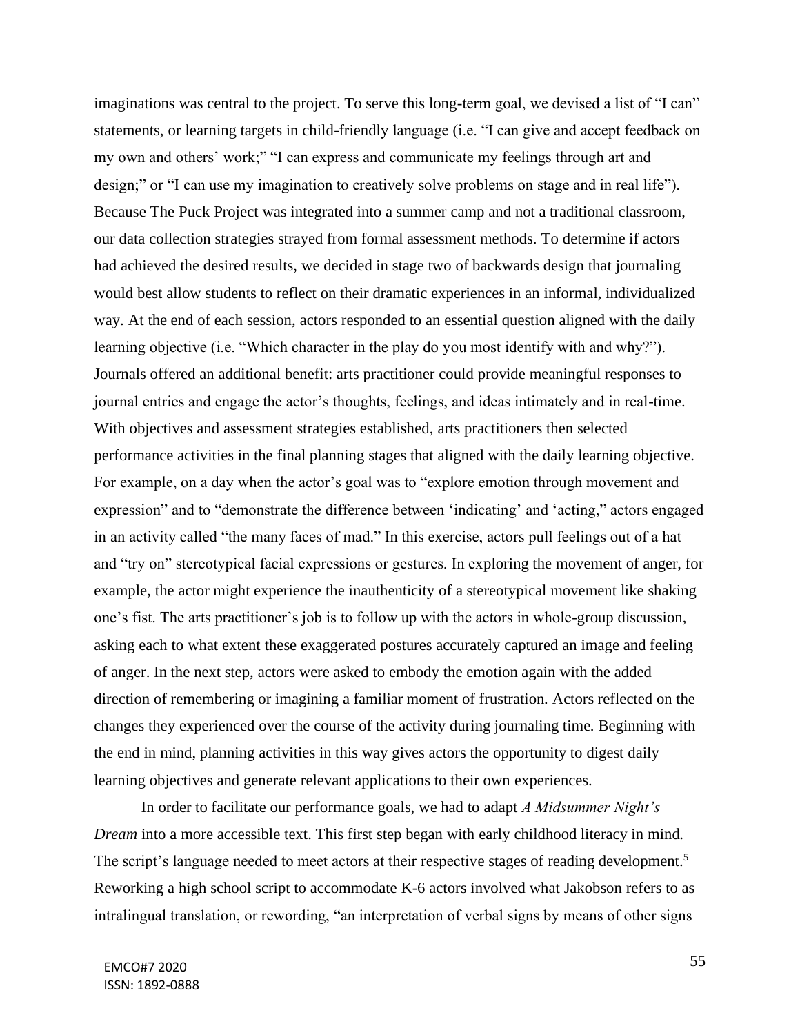imaginations was central to the project. To serve this long-term goal, we devised a list of "I can" statements, or learning targets in child-friendly language (i.e. "I can give and accept feedback on my own and others' work;" "I can express and communicate my feelings through art and design;" or "I can use my imagination to creatively solve problems on stage and in real life"). Because The Puck Project was integrated into a summer camp and not a traditional classroom, our data collection strategies strayed from formal assessment methods. To determine if actors had achieved the desired results, we decided in stage two of backwards design that journaling would best allow students to reflect on their dramatic experiences in an informal, individualized way. At the end of each session, actors responded to an essential question aligned with the daily learning objective (i.e. "Which character in the play do you most identify with and why?"). Journals offered an additional benefit: arts practitioner could provide meaningful responses to journal entries and engage the actor's thoughts, feelings, and ideas intimately and in real-time. With objectives and assessment strategies established, arts practitioners then selected performance activities in the final planning stages that aligned with the daily learning objective. For example, on a day when the actor's goal was to "explore emotion through movement and expression" and to "demonstrate the difference between 'indicating' and 'acting,'" actors engaged in an activity called "the many faces of mad." In this exercise, actors pull feelings out of a hat and "try on" stereotypical facial expressions or gestures. In exploring the movement of anger, for example, the actor might experience the inauthenticity of a stereotypical movement like shaking one's fist. The arts practitioner's job is to follow up with the actors in whole-group discussion, asking each to what extent these exaggerated postures accurately captured an image and feeling of anger. In the next step, actors were asked to embody the emotion again with the added direction of remembering or imagining a familiar moment of frustration. Actors reflected on the changes they experienced over the course of the activity during journaling time. Beginning with the end in mind, planning activities in this way gives actors the opportunity to digest daily learning objectives and generate relevant applications to their own experiences.

In order to facilitate our performance goals, we had to adapt *A Midsummer Night's Dream* into a more accessible text. This first step began with early childhood literacy in mind. The script's language needed to meet actors at their respective stages of reading development.[5] Reworking a high school script to accommodate K-6 actors involved what Jakobson refers to as intralingual translation, or rewording, "an interpretation of verbal signs by means of other signs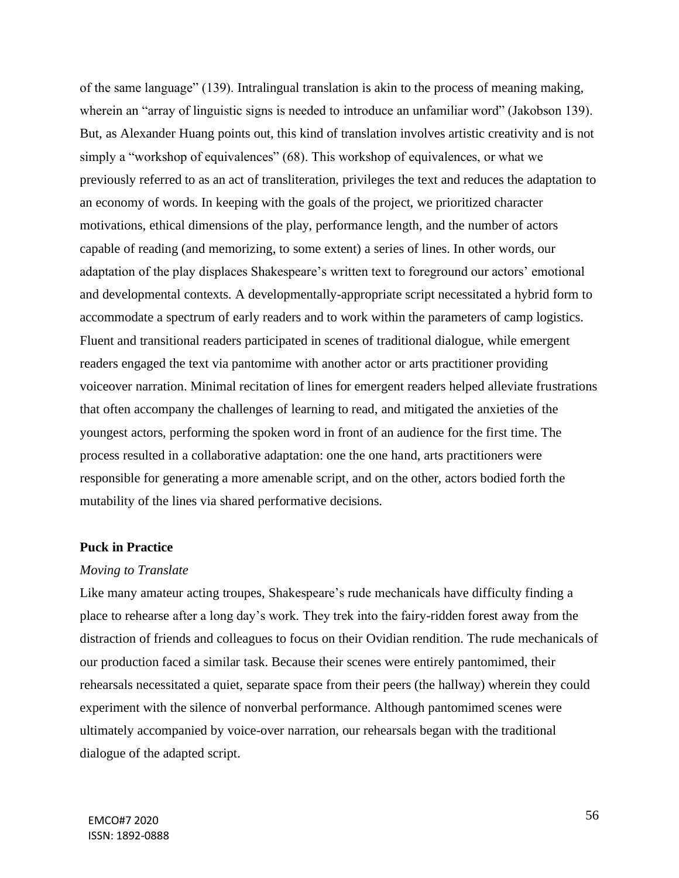of the same language" (139). Intralingual translation is akin to the process of meaning making, wherein an "array of linguistic signs is needed to introduce an unfamiliar word" (Jakobson 139). But, as Alexander Huang points out, this kind of translation involves artistic creativity and is not simply a "workshop of equivalences" (68). This workshop of equivalences, or what we previously referred to as an act of transliteration, privileges the text and reduces the adaptation to an economy of words. In keeping with the goals of the project, we prioritized character motivations, ethical dimensions of the play, performance length, and the number of actors capable of reading (and memorizing, to some extent) a series of lines. In other words, our adaptation of the play displaces Shakespeare's written text to foreground our actors' emotional and developmental contexts. A developmentally-appropriate script necessitated a hybrid form to accommodate a spectrum of early readers and to work within the parameters of camp logistics. Fluent and transitional readers participated in scenes of traditional dialogue, while emergent readers engaged the text via pantomime with another actor or arts practitioner providing voiceover narration. Minimal recitation of lines for emergent readers helped alleviate frustrations that often accompany the challenges of learning to read, and mitigated the anxieties of the youngest actors, performing the spoken word in front of an audience for the first time. The process resulted in a collaborative adaptation: one the one hand, arts practitioners were responsible for generating a more amenable script, and on the other, actors bodied forth the mutability of the lines via shared performative decisions.

## Puck in Practice

### *Moving to Translate*

Like many amateur acting troupes, Shakespeare's rude mechanicals have difficulty finding a place to rehearse after a long day's work. They trek into the fairy-ridden forest away from the distraction of friends and colleagues to focus on their Ovidian rendition. The rude mechanicals of our production faced a similar task. Because their scenes were entirely pantomimed, their rehearsals necessitated a quiet, separate space from their peers (the hallway) wherein they could experiment with the silence of nonverbal performance. Although pantomimed scenes were ultimately accompanied by voice-over narration, our rehearsals began with the traditional dialogue of the adapted script.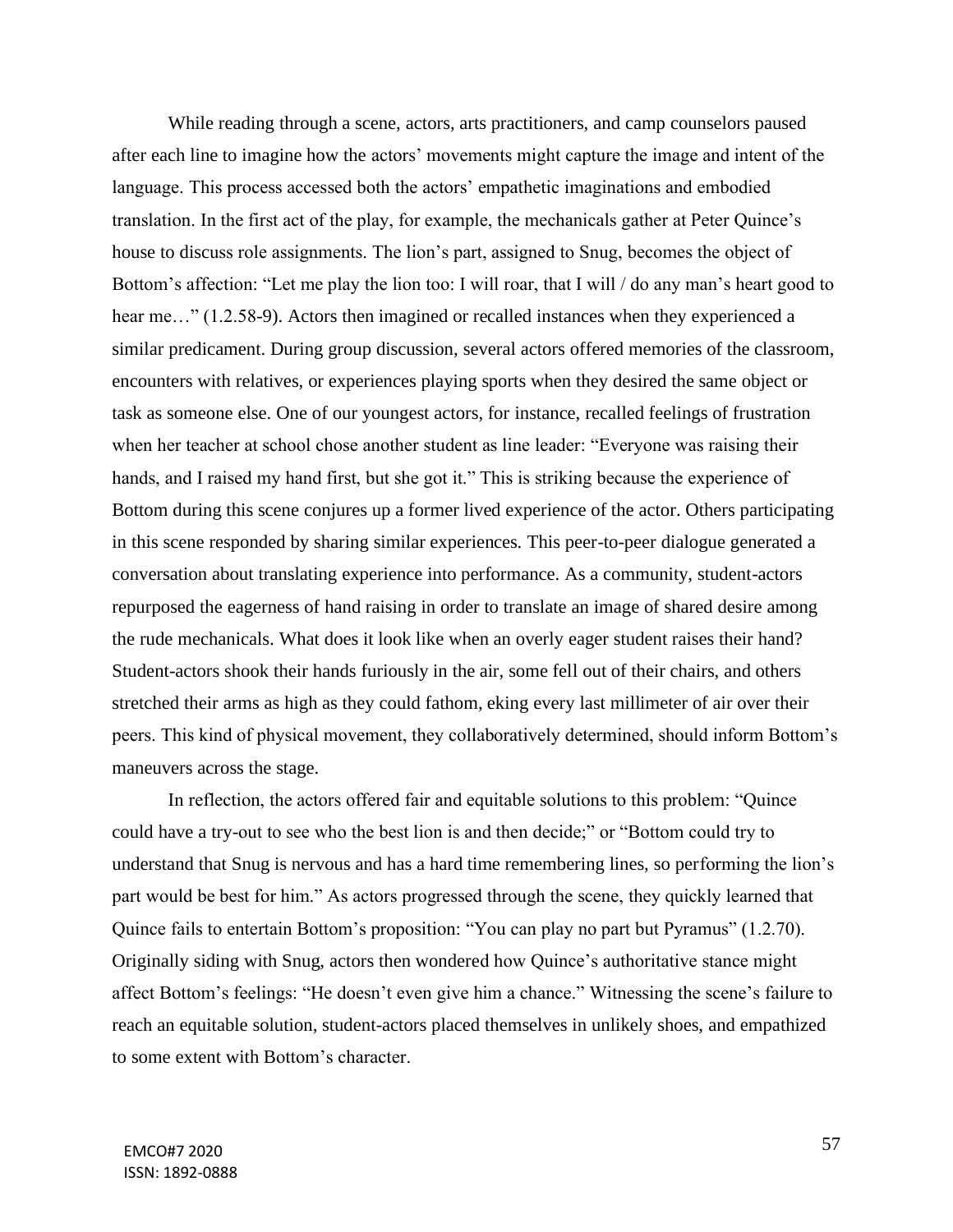While reading through a scene, actors, arts practitioners, and camp counselors paused after each line to imagine how the actors' movements might capture the image and intent of the language. This process accessed both the actors' empathetic imaginations and embodied translation. In the first act of the play, for example, the mechanicals gather at Peter Quince's house to discuss role assignments. The lion's part, assigned to Snug, becomes the object of Bottom's affection: "Let me play the lion too: I will roar, that I will / do any man's heart good to hear me…" (1.2.58-9). Actors then imagined or recalled instances when they experienced a similar predicament. During group discussion, several actors offered memories of the classroom, encounters with relatives, or experiences playing sports when they desired the same object or task as someone else. One of our youngest actors, for instance, recalled feelings of frustration when her teacher at school chose another student as line leader: "Everyone was raising their hands, and I raised my hand first, but she got it." This is striking because the experience of Bottom during this scene conjures up a former lived experience of the actor. Others participating in this scene responded by sharing similar experiences. This peer-to-peer dialogue generated a conversation about translating experience into performance. As a community, student-actors repurposed the eagerness of hand raising in order to translate an image of shared desire among the rude mechanicals. What does it look like when an overly eager student raises their hand? Student-actors shook their hands furiously in the air, some fell out of their chairs, and others stretched their arms as high as they could fathom, eking every last millimeter of air over their peers. This kind of physical movement, they collaboratively determined, should inform Bottom's maneuvers across the stage.

In reflection, the actors offered fair and equitable solutions to this problem: "Quince could have a try-out to see who the best lion is and then decide;" or "Bottom could try to understand that Snug is nervous and has a hard time remembering lines, so performing the lion's part would be best for him." As actors progressed through the scene, they quickly learned that Quince fails to entertain Bottom's proposition: "You can play no part but Pyramus" (1.2.70). Originally siding with Snug, actors then wondered how Quince's authoritative stance might affect Bottom's feelings: "He doesn't even give him a chance." Witnessing the scene's failure to reach an equitable solution, student-actors placed themselves in unlikely shoes, and empathized to some extent with Bottom's character.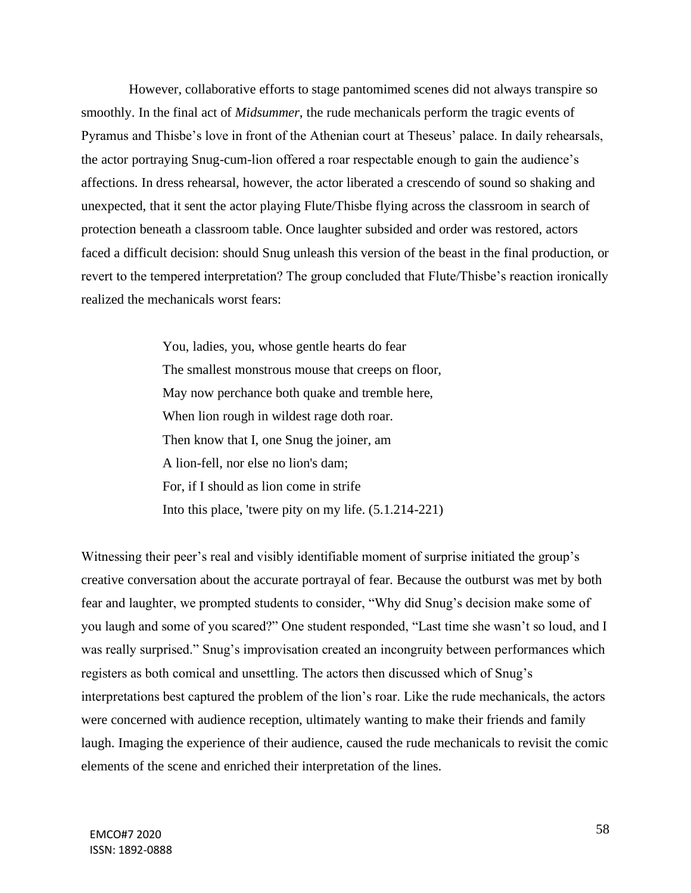However, collaborative efforts to stage pantomimed scenes did not always transpire so smoothly. In the final act of *Midsummer*, the rude mechanicals perform the tragic events of Pyramus and Thisbe's love in front of the Athenian court at Theseus' palace. In daily rehearsals, the actor portraying Snug-cum-lion offered a roar respectable enough to gain the audience's affections. In dress rehearsal, however, the actor liberated a crescendo of sound so shaking and unexpected, that it sent the actor playing Flute/Thisbe flying across the classroom in search of protection beneath a classroom table. Once laughter subsided and order was restored, actors faced a difficult decision: should Snug unleash this version of the beast in the final production, or revert to the tempered interpretation? The group concluded that Flute/Thisbe's reaction ironically realized the mechanicals worst fears:

> You, ladies, you, whose gentle hearts do fear  
> The smallest monstrous mouse that creeps on floor,  
> May now perchance both quake and tremble here,  
> When lion rough in wildest rage doth roar.  
> Then know that I, one Snug the joiner, am  
> A lion-fell, nor else no lion's dam;  
> For, if I should as lion come in strife  
> Into this place, 'twere pity on my life. (5.1.214-221)

Witnessing their peer's real and visibly identifiable moment of surprise initiated the group's creative conversation about the accurate portrayal of fear. Because the outburst was met by both fear and laughter, we prompted students to consider, "Why did Snug's decision make some of you laugh and some of you scared?" One student responded, "Last time she wasn't so loud, and I was really surprised." Snug's improvisation created an incongruity between performances which registers as both comical and unsettling. The actors then discussed which of Snug's interpretations best captured the problem of the lion's roar. Like the rude mechanicals, the actors were concerned with audience reception, ultimately wanting to make their friends and family laugh. Imaging the experience of their audience, caused the rude mechanicals to revisit the comic elements of the scene and enriched their interpretation of the lines.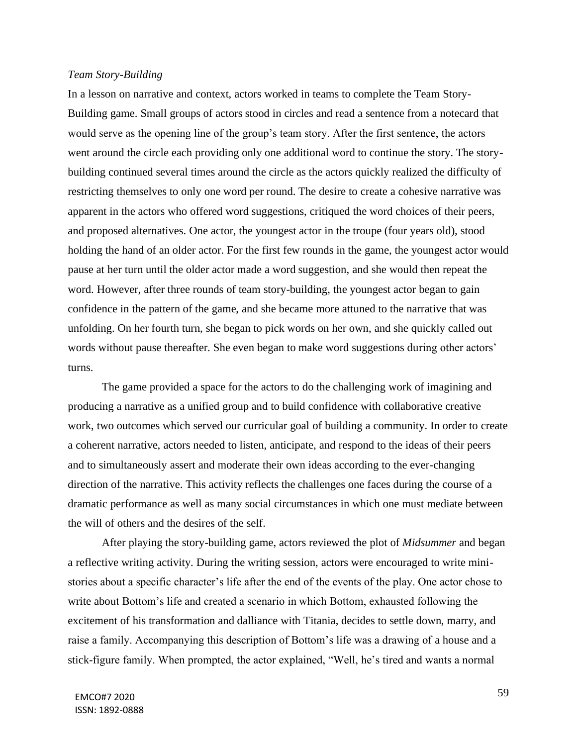*Team Story-Building*

In a lesson on narrative and context, actors worked in teams to complete the Team Story-Building game. Small groups of actors stood in circles and read a sentence from a notecard that would serve as the opening line of the group's team story. After the first sentence, the actors went around the circle each providing only one additional word to continue the story. The story-building continued several times around the circle as the actors quickly realized the difficulty of restricting themselves to only one word per round. The desire to create a cohesive narrative was apparent in the actors who offered word suggestions, critiqued the word choices of their peers, and proposed alternatives. One actor, the youngest actor in the troupe (four years old), stood holding the hand of an older actor. For the first few rounds in the game, the youngest actor would pause at her turn until the older actor made a word suggestion, and she would then repeat the word. However, after three rounds of team story-building, the youngest actor began to gain confidence in the pattern of the game, and she became more attuned to the narrative that was unfolding. On her fourth turn, she began to pick words on her own, and she quickly called out words without pause thereafter. She even began to make word suggestions during other actors' turns.

The game provided a space for the actors to do the challenging work of imagining and producing a narrative as a unified group and to build confidence with collaborative creative work, two outcomes which served our curricular goal of building a community. In order to create a coherent narrative, actors needed to listen, anticipate, and respond to the ideas of their peers and to simultaneously assert and moderate their own ideas according to the ever-changing direction of the narrative. This activity reflects the challenges one faces during the course of a dramatic performance as well as many social circumstances in which one must mediate between the will of others and the desires of the self.

After playing the story-building game, actors reviewed the plot of *Midsummer* and began a reflective writing activity. During the writing session, actors were encouraged to write mini-stories about a specific character's life after the end of the events of the play. One actor chose to write about Bottom's life and created a scenario in which Bottom, exhausted following the excitement of his transformation and dalliance with Titania, decides to settle down, marry, and raise a family. Accompanying this description of Bottom's life was a drawing of a house and a stick-figure family. When prompted, the actor explained, "Well, he's tired and wants a normal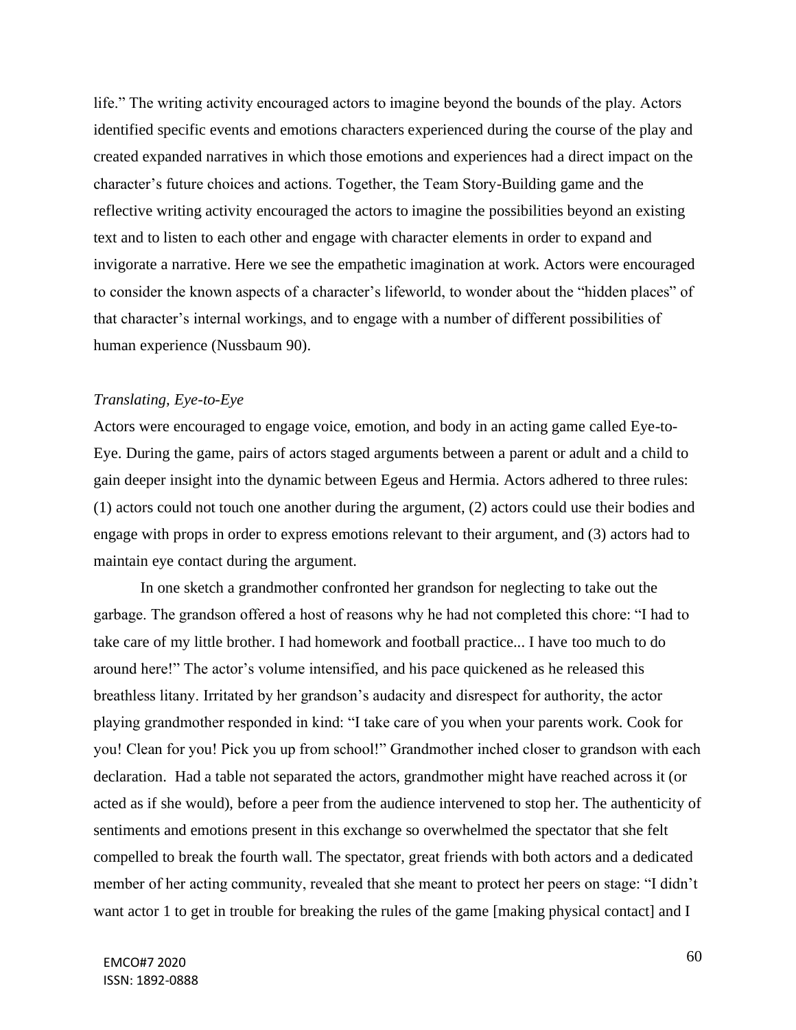life." The writing activity encouraged actors to imagine beyond the bounds of the play. Actors identified specific events and emotions characters experienced during the course of the play and created expanded narratives in which those emotions and experiences had a direct impact on the character's future choices and actions. Together, the Team Story-Building game and the reflective writing activity encouraged the actors to imagine the possibilities beyond an existing text and to listen to each other and engage with character elements in order to expand and invigorate a narrative. Here we see the empathetic imagination at work. Actors were encouraged to consider the known aspects of a character's lifeworld, to wonder about the "hidden places" of that character's internal workings, and to engage with a number of different possibilities of human experience (Nussbaum 90).

*Translating, Eye-to-Eye*

Actors were encouraged to engage voice, emotion, and body in an acting game called Eye-to-Eye. During the game, pairs of actors staged arguments between a parent or adult and a child to gain deeper insight into the dynamic between Egeus and Hermia. Actors adhered to three rules: (1) actors could not touch one another during the argument, (2) actors could use their bodies and engage with props in order to express emotions relevant to their argument, and (3) actors had to maintain eye contact during the argument.

In one sketch a grandmother confronted her grandson for neglecting to take out the garbage. The grandson offered a host of reasons why he had not completed this chore: "I had to take care of my little brother. I had homework and football practice... I have too much to do around here!" The actor's volume intensified, and his pace quickened as he released this breathless litany. Irritated by her grandson's audacity and disrespect for authority, the actor playing grandmother responded in kind: "I take care of you when your parents work. Cook for you! Clean for you! Pick you up from school!" Grandmother inched closer to grandson with each declaration. Had a table not separated the actors, grandmother might have reached across it (or acted as if she would), before a peer from the audience intervened to stop her. The authenticity of sentiments and emotions present in this exchange so overwhelmed the spectator that she felt compelled to break the fourth wall. The spectator, great friends with both actors and a dedicated member of her acting community, revealed that she meant to protect her peers on stage: "I didn't want actor 1 to get in trouble for breaking the rules of the game [making physical contact] and I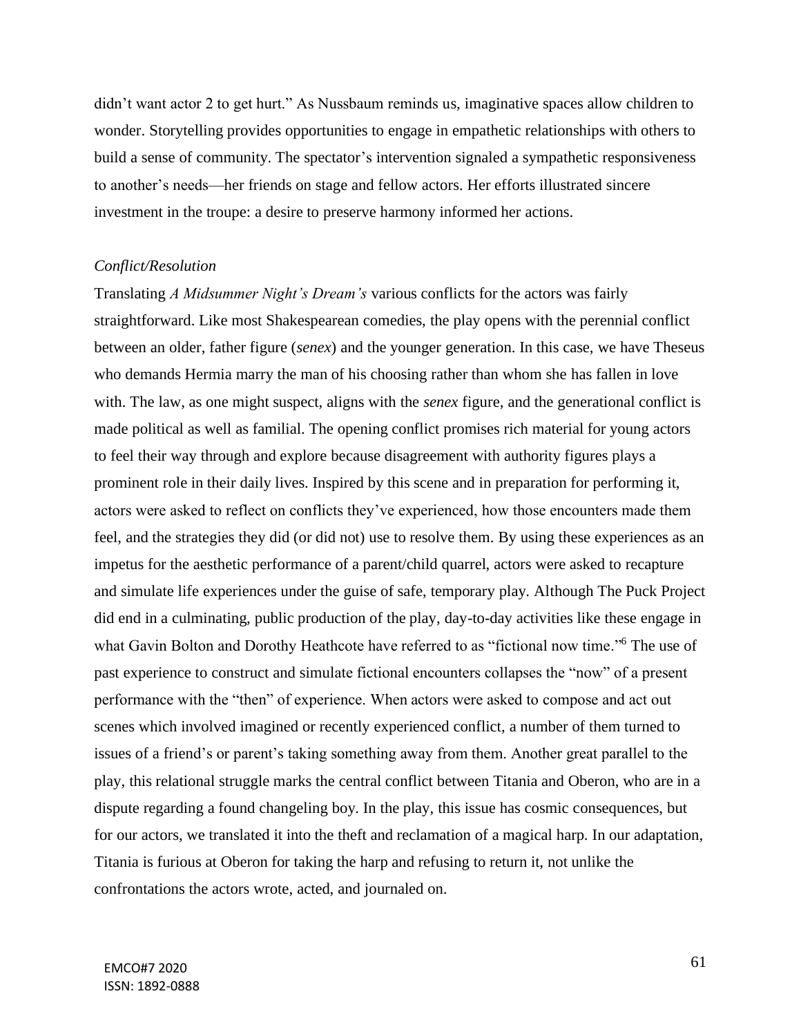didn't want actor 2 to get hurt." As Nussbaum reminds us, imaginative spaces allow children to wonder. Storytelling provides opportunities to engage in empathetic relationships with others to build a sense of community. The spectator's intervention signaled a sympathetic responsiveness to another's needs—her friends on stage and fellow actors. Her efforts illustrated sincere investment in the troupe: a desire to preserve harmony informed her actions.

### *Conflict/Resolution*

Translating *A Midsummer Night's Dream's* various conflicts for the actors was fairly straightforward. Like most Shakespearean comedies, the play opens with the perennial conflict between an older, father figure (*senex*) and the younger generation. In this case, we have Theseus who demands Hermia marry the man of his choosing rather than whom she has fallen in love with. The law, as one might suspect, aligns with the *senex* figure, and the generational conflict is made political as well as familial. The opening conflict promises rich material for young actors to feel their way through and explore because disagreement with authority figures plays a prominent role in their daily lives. Inspired by this scene and in preparation for performing it, actors were asked to reflect on conflicts they've experienced, how those encounters made them feel, and the strategies they did (or did not) use to resolve them. By using these experiences as an impetus for the aesthetic performance of a parent/child quarrel, actors were asked to recapture and simulate life experiences under the guise of safe, temporary play. Although The Puck Project did end in a culminating, public production of the play, day-to-day activities like these engage in what Gavin Bolton and Dorothy Heathcote have referred to as "fictional now time."[6] The use of past experience to construct and simulate fictional encounters collapses the "now" of a present performance with the "then" of experience. When actors were asked to compose and act out scenes which involved imagined or recently experienced conflict, a number of them turned to issues of a friend's or parent's taking something away from them. Another great parallel to the play, this relational struggle marks the central conflict between Titania and Oberon, who are in a dispute regarding a found changeling boy. In the play, this issue has cosmic consequences, but for our actors, we translated it into the theft and reclamation of a magical harp. In our adaptation, Titania is furious at Oberon for taking the harp and refusing to return it, not unlike the confrontations the actors wrote, acted, and journaled on.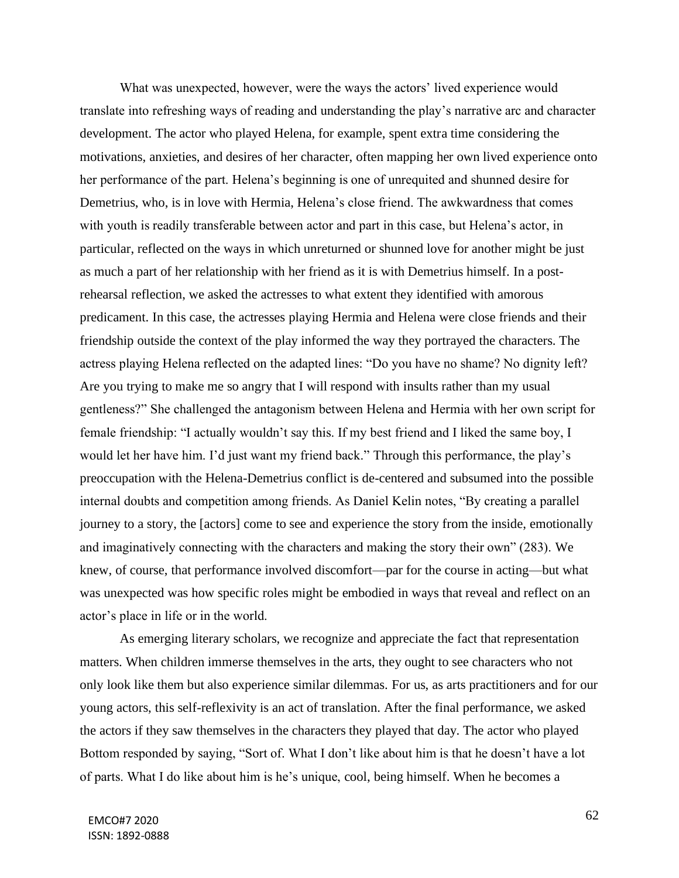What was unexpected, however, were the ways the actors' lived experience would translate into refreshing ways of reading and understanding the play's narrative arc and character development. The actor who played Helena, for example, spent extra time considering the motivations, anxieties, and desires of her character, often mapping her own lived experience onto her performance of the part. Helena's beginning is one of unrequited and shunned desire for Demetrius, who, is in love with Hermia, Helena's close friend. The awkwardness that comes with youth is readily transferable between actor and part in this case, but Helena's actor, in particular, reflected on the ways in which unreturned or shunned love for another might be just as much a part of her relationship with her friend as it is with Demetrius himself. In a post-rehearsal reflection, we asked the actresses to what extent they identified with amorous predicament. In this case, the actresses playing Hermia and Helena were close friends and their friendship outside the context of the play informed the way they portrayed the characters. The actress playing Helena reflected on the adapted lines: "Do you have no shame? No dignity left? Are you trying to make me so angry that I will respond with insults rather than my usual gentleness?" She challenged the antagonism between Helena and Hermia with her own script for female friendship: "I actually wouldn't say this. If my best friend and I liked the same boy, I would let her have him. I'd just want my friend back." Through this performance, the play's preoccupation with the Helena-Demetrius conflict is de-centered and subsumed into the possible internal doubts and competition among friends. As Daniel Kelin notes, "By creating a parallel journey to a story, the [actors] come to see and experience the story from the inside, emotionally and imaginatively connecting with the characters and making the story their own" (283). We knew, of course, that performance involved discomfort—par for the course in acting—but what was unexpected was how specific roles might be embodied in ways that reveal and reflect on an actor's place in life or in the world.

As emerging literary scholars, we recognize and appreciate the fact that representation matters. When children immerse themselves in the arts, they ought to see characters who not only look like them but also experience similar dilemmas. For us, as arts practitioners and for our young actors, this self-reflexivity is an act of translation. After the final performance, we asked the actors if they saw themselves in the characters they played that day. The actor who played Bottom responded by saying, "Sort of. What I don't like about him is that he doesn't have a lot of parts. What I do like about him is he's unique, cool, being himself. When he becomes a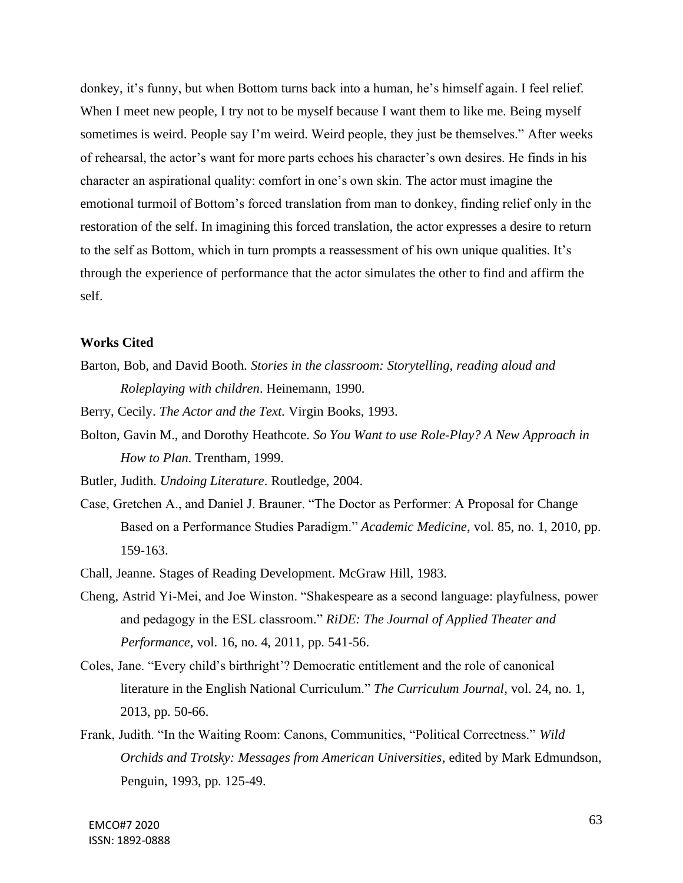donkey, it's funny, but when Bottom turns back into a human, he's himself again. I feel relief. When I meet new people, I try not to be myself because I want them to like me. Being myself sometimes is weird. People say I'm weird. Weird people, they just be themselves." After weeks of rehearsal, the actor's want for more parts echoes his character's own desires. He finds in his character an aspirational quality: comfort in one's own skin. The actor must imagine the emotional turmoil of Bottom's forced translation from man to donkey, finding relief only in the restoration of the self. In imagining this forced translation, the actor expresses a desire to return to the self as Bottom, which in turn prompts a reassessment of his own unique qualities. It's through the experience of performance that the actor simulates the other to find and affirm the self.

**Works Cited**

Barton, Bob, and David Booth. *Stories in the classroom: Storytelling, reading aloud and Roleplaying with children*. Heinemann, 1990.

Berry, Cecily. *The Actor and the Text.* Virgin Books, 1993.

Bolton, Gavin M., and Dorothy Heathcote. *So You Want to use Role-Play? A New Approach in How to Plan.* Trentham, 1999.

Butler, Judith. *Undoing Literature*. Routledge, 2004.

Case, Gretchen A., and Daniel J. Brauner. "The Doctor as Performer: A Proposal for Change Based on a Performance Studies Paradigm." *Academic Medicine*, vol. 85, no. 1, 2010, pp. 159-163.

Chall, Jeanne. Stages of Reading Development. McGraw Hill, 1983.

Cheng, Astrid Yi-Mei, and Joe Winston. "Shakespeare as a second language: playfulness, power and pedagogy in the ESL classroom." *RiDE: The Journal of Applied Theater and Performance*, vol. 16, no. 4, 2011, pp. 541-56.

Coles, Jane. "Every child's birthright'? Democratic entitlement and the role of canonical literature in the English National Curriculum." *The Curriculum Journal*, vol. 24, no. 1, 2013, pp. 50-66.

Frank, Judith. "In the Waiting Room: Canons, Communities, "Political Correctness." *Wild Orchids and Trotsky: Messages from American Universities*, edited by Mark Edmundson, Penguin, 1993, pp. 125-49.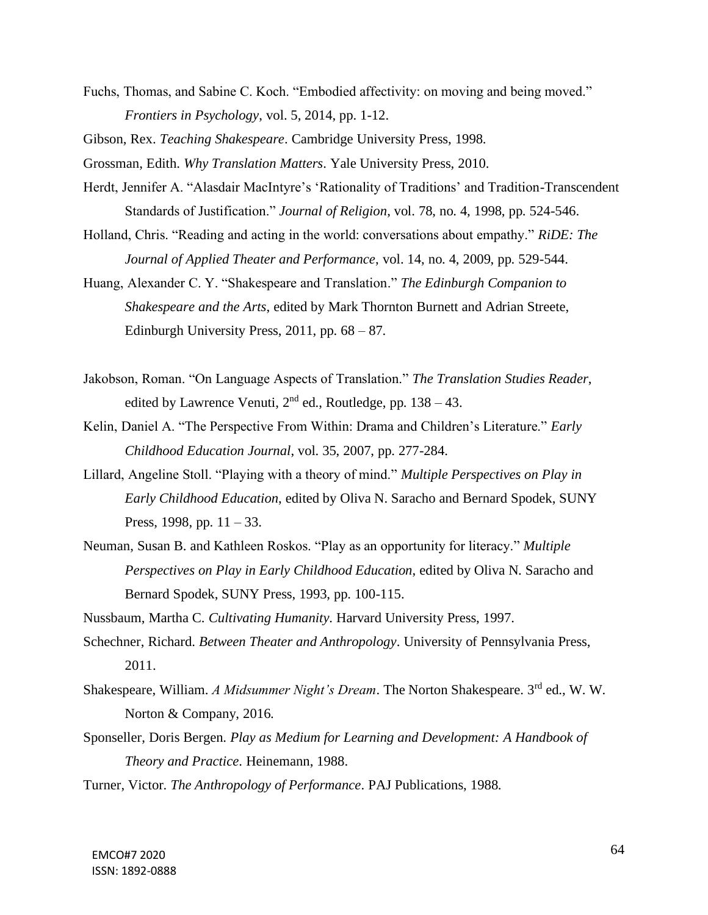Fuchs, Thomas, and Sabine C. Koch. "Embodied affectivity: on moving and being moved." *Frontiers in Psychology*, vol. 5, 2014, pp. 1-12.

Gibson, Rex. *Teaching Shakespeare*. Cambridge University Press, 1998.

Grossman, Edith. *Why Translation Matters*. Yale University Press, 2010.

Herdt, Jennifer A. "Alasdair MacIntyre's 'Rationality of Traditions' and Tradition-Transcendent Standards of Justification." *Journal of Religion*, vol. 78, no. 4, 1998, pp. 524-546.

Holland, Chris. "Reading and acting in the world: conversations about empathy." *RiDE: The Journal of Applied Theater and Performance*, vol. 14, no. 4, 2009, pp. 529-544.

Huang, Alexander C. Y. "Shakespeare and Translation." *The Edinburgh Companion to Shakespeare and the Arts*, edited by Mark Thornton Burnett and Adrian Streete, Edinburgh University Press, 2011, pp. 68 – 87.

Jakobson, Roman. "On Language Aspects of Translation." *The Translation Studies Reader*, edited by Lawrence Venuti, 2nd ed., Routledge, pp. 138 – 43.

Kelin, Daniel A. "The Perspective From Within: Drama and Children's Literature." *Early Childhood Education Journal*, vol. 35, 2007, pp. 277-284.

Lillard, Angeline Stoll. "Playing with a theory of mind." *Multiple Perspectives on Play in Early Childhood Education*, edited by Oliva N. Saracho and Bernard Spodek, SUNY Press, 1998, pp. 11 – 33.

Neuman, Susan B. and Kathleen Roskos. "Play as an opportunity for literacy." *Multiple Perspectives on Play in Early Childhood Education*, edited by Oliva N. Saracho and Bernard Spodek, SUNY Press, 1993, pp. 100-115.

Nussbaum, Martha C. *Cultivating Humanity*. Harvard University Press, 1997.

Schechner, Richard. *Between Theater and Anthropology*. University of Pennsylvania Press, 2011.

Shakespeare, William. *A Midsummer Night's Dream*. The Norton Shakespeare. 3rd ed., W. W. Norton & Company, 2016.

Sponseller, Doris Bergen. *Play as Medium for Learning and Development: A Handbook of Theory and Practice*. Heinemann, 1988.

Turner, Victor. *The Anthropology of Performance*. PAJ Publications, 1988.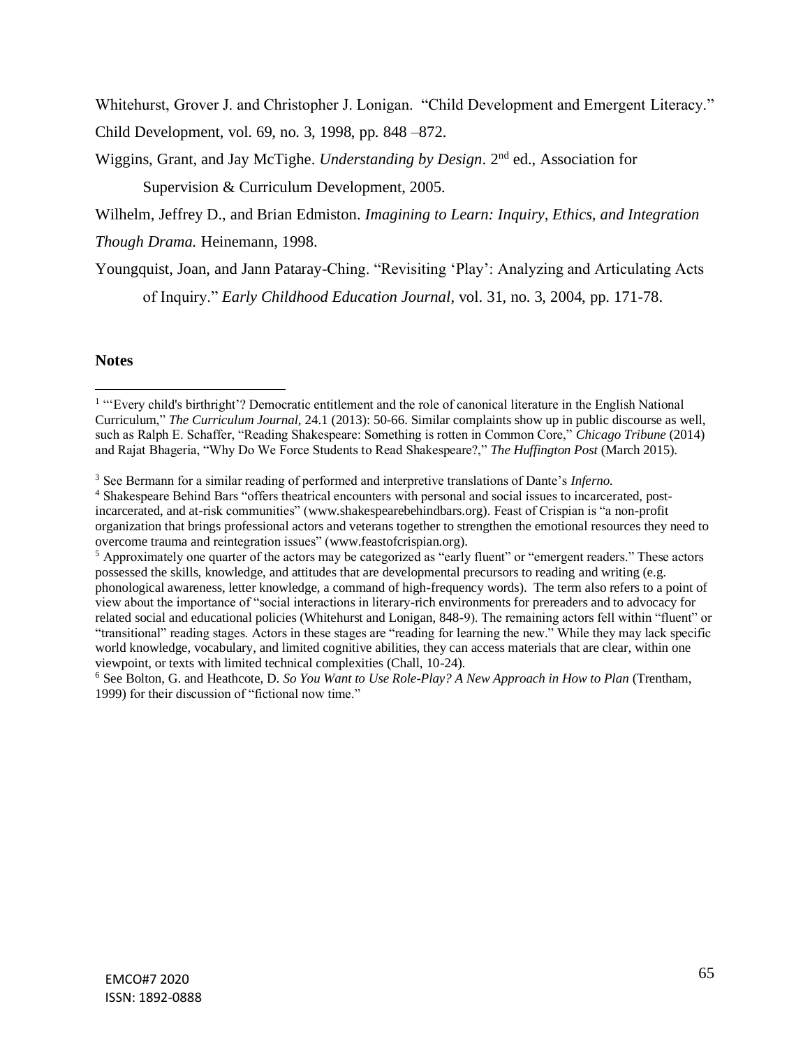Whitehurst, Grover J. and Christopher J. Lonigan. "Child Development and Emergent Literacy." Child Development, vol. 69, no. 3, 1998, pp. 848 –872.

Wiggins, Grant, and Jay McTighe. *Understanding by Design*. 2nd ed., Association for Supervision & Curriculum Development, 2005.

Wilhelm, Jeffrey D., and Brian Edmiston. *Imagining to Learn: Inquiry, Ethics, and Integration Though Drama.* Heinemann, 1998.

Youngquist, Joan, and Jann Pataray-Ching. "Revisiting 'Play': Analyzing and Articulating Acts of Inquiry." *Early Childhood Education Journal*, vol. 31, no. 3, 2004, pp. 171-78.

**Notes**

[1] "'Every child's birthright'? Democratic entitlement and the role of canonical literature in the English National Curriculum," *The Curriculum Journal*, 24.1 (2013): 50-66. Similar complaints show up in public discourse as well, such as Ralph E. Schaffer, "Reading Shakespeare: Something is rotten in Common Core," *Chicago Tribune* (2014) and Rajat Bhageria, "Why Do We Force Students to Read Shakespeare?," *The Huffington Post* (March 2015).

[3] See Bermann for a similar reading of performed and interpretive translations of Dante's *Inferno.*

[4] Shakespeare Behind Bars "offers theatrical encounters with personal and social issues to incarcerated, post-incarcerated, and at-risk communities" (www.shakespearebehindbars.org). Feast of Crispian is "a non-profit organization that brings professional actors and veterans together to strengthen the emotional resources they need to overcome trauma and reintegration issues" (www.feastofcrispian.org).

[5] Approximately one quarter of the actors may be categorized as "early fluent" or "emergent readers." These actors possessed the skills, knowledge, and attitudes that are developmental precursors to reading and writing (e.g. phonological awareness, letter knowledge, a command of high-frequency words). The term also refers to a point of view about the importance of "social interactions in literary-rich environments for prereaders and to advocacy for related social and educational policies (Whitehurst and Lonigan, 848-9). The remaining actors fell within "fluent" or "transitional" reading stages. Actors in these stages are "reading for learning the new." While they may lack specific world knowledge, vocabulary, and limited cognitive abilities, they can access materials that are clear, within one viewpoint, or texts with limited technical complexities (Chall, 10-24).

[6] See Bolton, G. and Heathcote, D. *So You Want to Use Role-Play? A New Approach in How to Plan* (Trentham, 1999) for their discussion of "fictional now time."